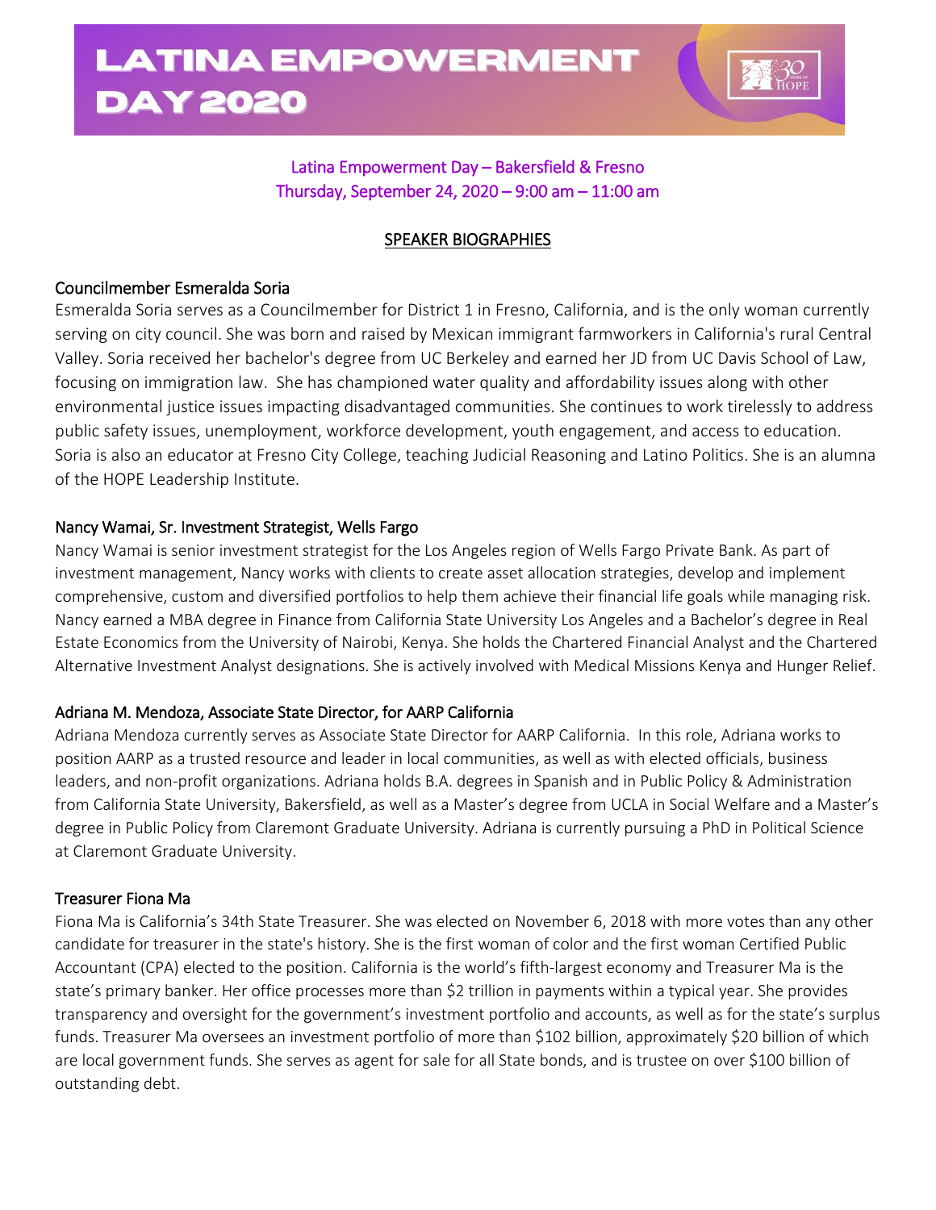# LATINA EMPOWERMENT DAY 2020

Latina Empowerment Day – Bakersfield & Fresno
Thursday, September 24, 2020 – 9:00 am – 11:00 am

## SPEAKER BIOGRAPHIES

### Councilmember Esmeralda Soria

Esmeralda Soria serves as a Councilmember for District 1 in Fresno, California, and is the only woman currently serving on city council. She was born and raised by Mexican immigrant farmworkers in California's rural Central Valley. Soria received her bachelor's degree from UC Berkeley and earned her JD from UC Davis School of Law, focusing on immigration law. She has championed water quality and affordability issues along with other environmental justice issues impacting disadvantaged communities. She continues to work tirelessly to address public safety issues, unemployment, workforce development, youth engagement, and access to education. Soria is also an educator at Fresno City College, teaching Judicial Reasoning and Latino Politics. She is an alumna of the HOPE Leadership Institute.

### Nancy Wamai, Sr. Investment Strategist, Wells Fargo

Nancy Wamai is senior investment strategist for the Los Angeles region of Wells Fargo Private Bank. As part of investment management, Nancy works with clients to create asset allocation strategies, develop and implement comprehensive, custom and diversified portfolios to help them achieve their financial life goals while managing risk. Nancy earned a MBA degree in Finance from California State University Los Angeles and a Bachelor's degree in Real Estate Economics from the University of Nairobi, Kenya. She holds the Chartered Financial Analyst and the Chartered Alternative Investment Analyst designations. She is actively involved with Medical Missions Kenya and Hunger Relief.

### Adriana M. Mendoza, Associate State Director, for AARP California

Adriana Mendoza currently serves as Associate State Director for AARP California. In this role, Adriana works to position AARP as a trusted resource and leader in local communities, as well as with elected officials, business leaders, and non-profit organizations. Adriana holds B.A. degrees in Spanish and in Public Policy & Administration from California State University, Bakersfield, as well as a Master's degree from UCLA in Social Welfare and a Master's degree in Public Policy from Claremont Graduate University. Adriana is currently pursuing a PhD in Political Science at Claremont Graduate University.

### Treasurer Fiona Ma

Fiona Ma is California's 34th State Treasurer. She was elected on November 6, 2018 with more votes than any other candidate for treasurer in the state's history. She is the first woman of color and the first woman Certified Public Accountant (CPA) elected to the position. California is the world's fifth-largest economy and Treasurer Ma is the state's primary banker. Her office processes more than $2 trillion in payments within a typical year. She provides transparency and oversight for the government's investment portfolio and accounts, as well as for the state's surplus funds. Treasurer Ma oversees an investment portfolio of more than $102 billion, approximately $20 billion of which are local government funds. She serves as agent for sale for all State bonds, and is trustee on over $100 billion of outstanding debt.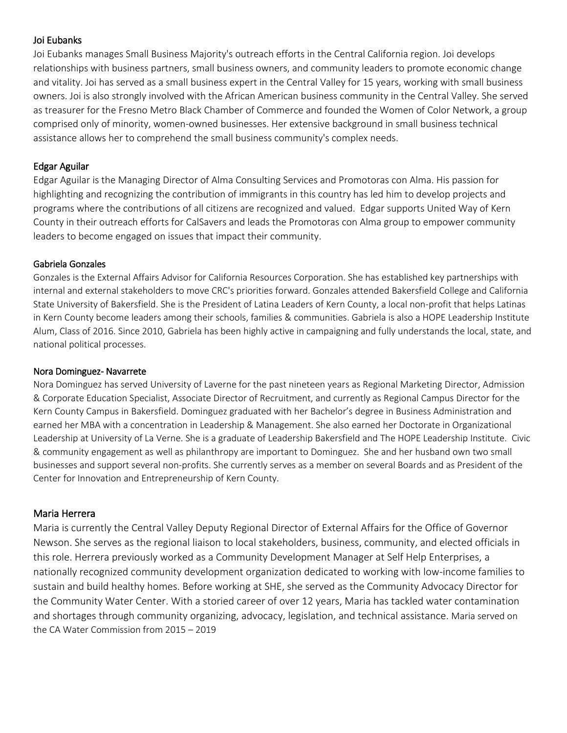### Joi Eubanks

Joi Eubanks manages Small Business Majority's outreach efforts in the Central California region. Joi develops relationships with business partners, small business owners, and community leaders to promote economic change and vitality. Joi has served as a small business expert in the Central Valley for 15 years, working with small business owners. Joi is also strongly involved with the African American business community in the Central Valley. She served as treasurer for the Fresno Metro Black Chamber of Commerce and founded the Women of Color Network, a group comprised only of minority, women-owned businesses. Her extensive background in small business technical assistance allows her to comprehend the small business community's complex needs.

### Edgar Aguilar

Edgar Aguilar is the Managing Director of Alma Consulting Services and Promotoras con Alma. His passion for highlighting and recognizing the contribution of immigrants in this country has led him to develop projects and programs where the contributions of all citizens are recognized and valued. Edgar supports United Way of Kern County in their outreach efforts for CalSavers and leads the Promotoras con Alma group to empower community leaders to become engaged on issues that impact their community.

### Gabriela Gonzales

Gonzales is the External Affairs Advisor for California Resources Corporation. She has established key partnerships with internal and external stakeholders to move CRC's priorities forward. Gonzales attended Bakersfield College and California State University of Bakersfield. She is the President of Latina Leaders of Kern County, a local non-profit that helps Latinas in Kern County become leaders among their schools, families & communities. Gabriela is also a HOPE Leadership Institute Alum, Class of 2016. Since 2010, Gabriela has been highly active in campaigning and fully understands the local, state, and national political processes.

### Nora Dominguez- Navarrete

Nora Dominguez has served University of Laverne for the past nineteen years as Regional Marketing Director, Admission & Corporate Education Specialist, Associate Director of Recruitment, and currently as Regional Campus Director for the Kern County Campus in Bakersfield. Dominguez graduated with her Bachelor's degree in Business Administration and earned her MBA with a concentration in Leadership & Management. She also earned her Doctorate in Organizational Leadership at University of La Verne. She is a graduate of Leadership Bakersfield and The HOPE Leadership Institute. Civic & community engagement as well as philanthropy are important to Dominguez. She and her husband own two small businesses and support several non-profits. She currently serves as a member on several Boards and as President of the Center for Innovation and Entrepreneurship of Kern County.

### Maria Herrera

Maria is currently the Central Valley Deputy Regional Director of External Affairs for the Office of Governor Newson. She serves as the regional liaison to local stakeholders, business, community, and elected officials in this role. Herrera previously worked as a Community Development Manager at Self Help Enterprises, a nationally recognized community development organization dedicated to working with low-income families to sustain and build healthy homes. Before working at SHE, she served as the Community Advocacy Director for the Community Water Center. With a storied career of over 12 years, Maria has tackled water contamination and shortages through community organizing, advocacy, legislation, and technical assistance. Maria served on the CA Water Commission from 2015 – 2019